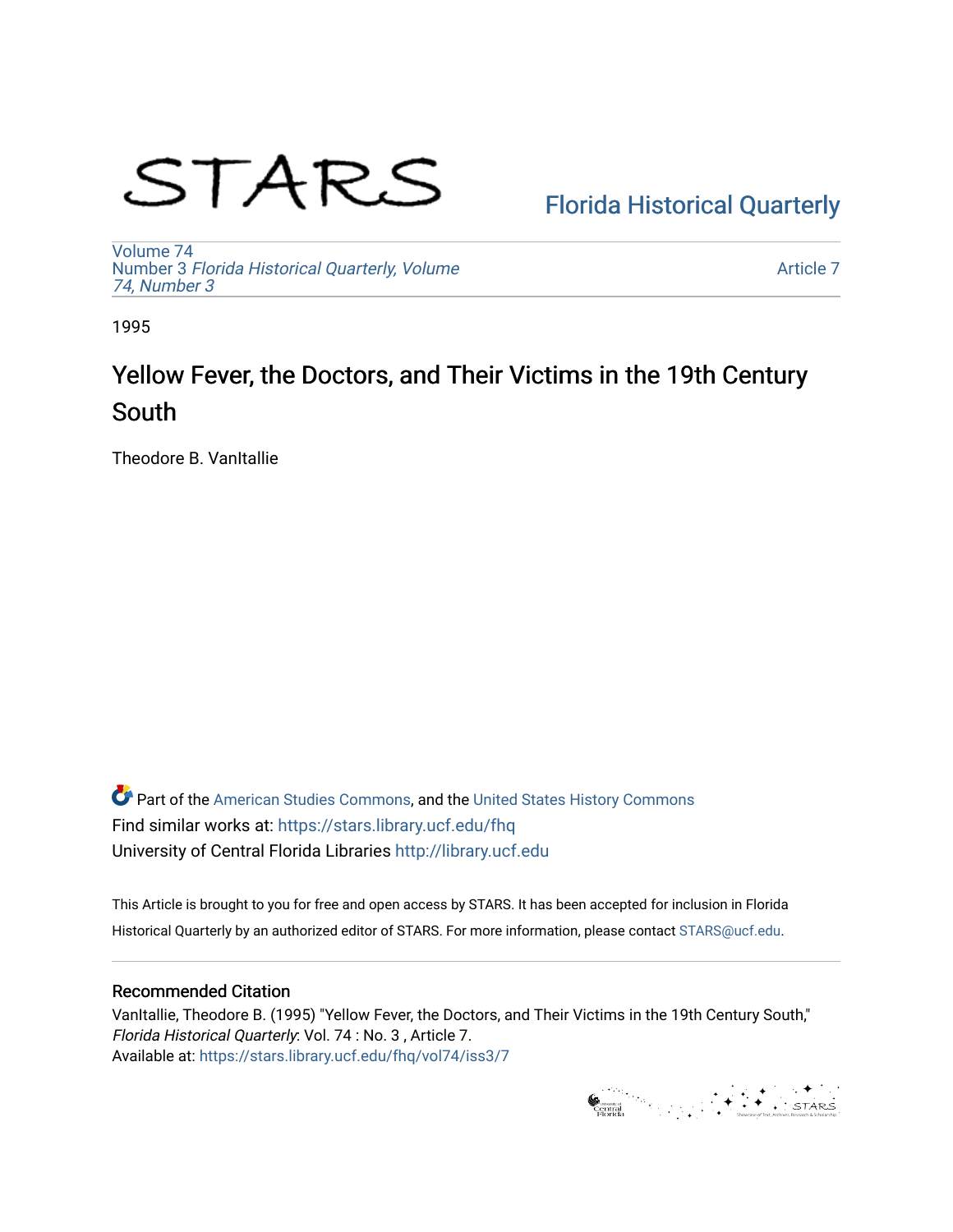STARS

Florida Historical Quarterly

Volume 74
Number 3 *Florida Historical Quarterly, Volume 74, Number 3*

Article 7

1995

# Yellow Fever, the Doctors, and Their Victims in the 19th Century South

Theodore B. VanItallie

Part of the American Studies Commons, and the United States History Commons
Find similar works at: https://stars.library.ucf.edu/fhq
University of Central Florida Libraries http://library.ucf.edu

This Article is brought to you for free and open access by STARS. It has been accepted for inclusion in Florida Historical Quarterly by an authorized editor of STARS. For more information, please contact STARS@ucf.edu.

## Recommended Citation

VanItallie, Theodore B. (1995) "Yellow Fever, the Doctors, and Their Victims in the 19th Century South," *Florida Historical Quarterly*: Vol. 74 : No. 3 , Article 7.
Available at: https://stars.library.ucf.edu/fhq/vol74/iss3/7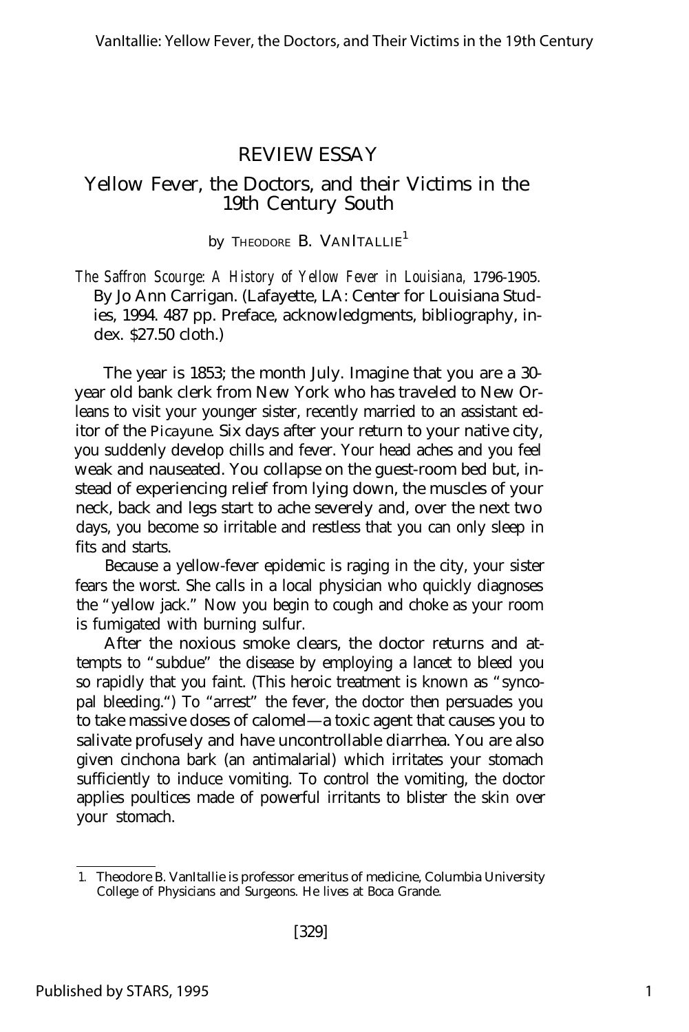# REVIEW ESSAY

## Yellow Fever, the Doctors, and their Victims in the 19th Century South

by Theodore B. VanItallie[1]

*The Saffron Scourge: A History of Yellow Fever in Louisiana,* 1796-1905. By Jo Ann Carrigan. (Lafayette, LA: Center for Louisiana Studies, 1994. 487 pp. Preface, acknowledgments, bibliography, index. $27.50 cloth.)

The year is 1853; the month July. Imagine that you are a 30-year old bank clerk from New York who has traveled to New Orleans to visit your younger sister, recently married to an assistant editor of the *Picayune*. Six days after your return to your native city, you suddenly develop chills and fever. Your head aches and you feel weak and nauseated. You collapse on the guest-room bed but, instead of experiencing relief from lying down, the muscles of your neck, back and legs start to ache severely and, over the next two days, you become so irritable and restless that you can only sleep in fits and starts.

Because a yellow-fever epidemic is raging in the city, your sister fears the worst. She calls in a local physician who quickly diagnoses the "yellow jack." Now you begin to cough and choke as your room is fumigated with burning sulfur.

After the noxious smoke clears, the doctor returns and attempts to "subdue" the disease by employing a lancet to bleed you so rapidly that you faint. (This heroic treatment is known as "syncopal bleeding.") To "arrest" the fever, the doctor then persuades you to take massive doses of calomel—a toxic agent that causes you to salivate profusely and have uncontrollable diarrhea. You are also given cinchona bark (an antimalarial) which irritates your stomach sufficiently to induce vomiting. To control the vomiting, the doctor applies poultices made of powerful irritants to blister the skin over your stomach.

---

1. Theodore B. VanItallie is professor emeritus of medicine, Columbia University College of Physicians and Surgeons. He lives at Boca Grande.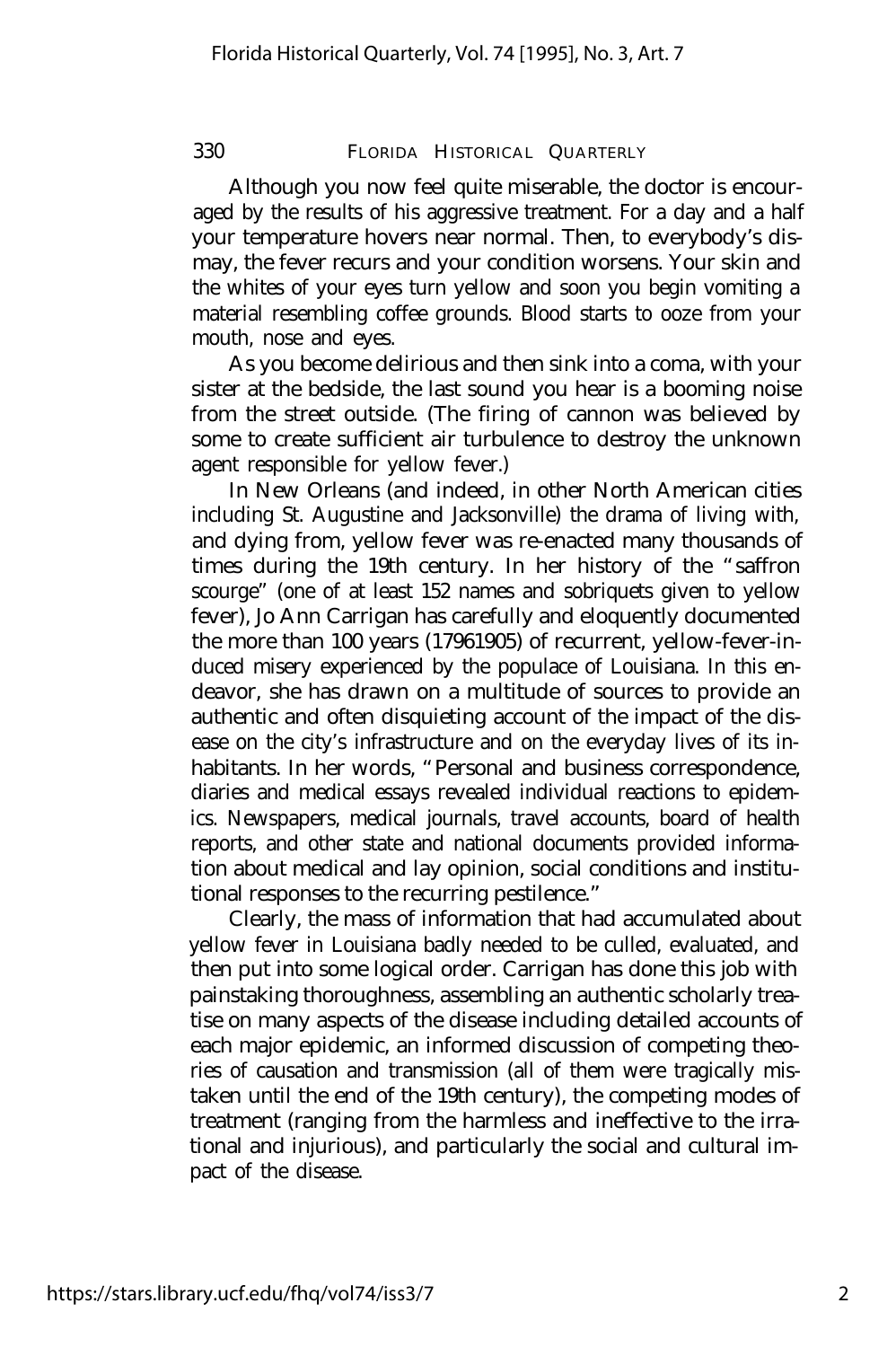Although you now feel quite miserable, the doctor is encouraged by the results of his aggressive treatment. For a day and a half your temperature hovers near normal. Then, to everybody's dismay, the fever recurs and your condition worsens. Your skin and the whites of your eyes turn yellow and soon you begin vomiting a material resembling coffee grounds. Blood starts to ooze from your mouth, nose and eyes.

As you become delirious and then sink into a coma, with your sister at the bedside, the last sound you hear is a booming noise from the street outside. (The firing of cannon was believed by some to create sufficient air turbulence to destroy the unknown agent responsible for yellow fever.)

In New Orleans (and indeed, in other North American cities including St. Augustine and Jacksonville) the drama of living with, and dying from, yellow fever was re-enacted many thousands of times during the 19th century. In her history of the "saffron scourge" (one of at least 152 names and sobriquets given to yellow fever), Jo Ann Carrigan has carefully and eloquently documented the more than 100 years (17961905) of recurrent, yellow-fever-induced misery experienced by the populace of Louisiana. In this endeavor, she has drawn on a multitude of sources to provide an authentic and often disquieting account of the impact of the disease on the city's infrastructure and on the everyday lives of its inhabitants. In her words, "Personal and business correspondence, diaries and medical essays revealed individual reactions to epidemics. Newspapers, medical journals, travel accounts, board of health reports, and other state and national documents provided information about medical and lay opinion, social conditions and institutional responses to the recurring pestilence."

Clearly, the mass of information that had accumulated about yellow fever in Louisiana badly needed to be culled, evaluated, and then put into some logical order. Carrigan has done this job with painstaking thoroughness, assembling an authentic scholarly treatise on many aspects of the disease including detailed accounts of each major epidemic, an informed discussion of competing theories of causation and transmission (all of them were tragically mistaken until the end of the 19th century), the competing modes of treatment (ranging from the harmless and ineffective to the irrational and injurious), and particularly the social and cultural impact of the disease.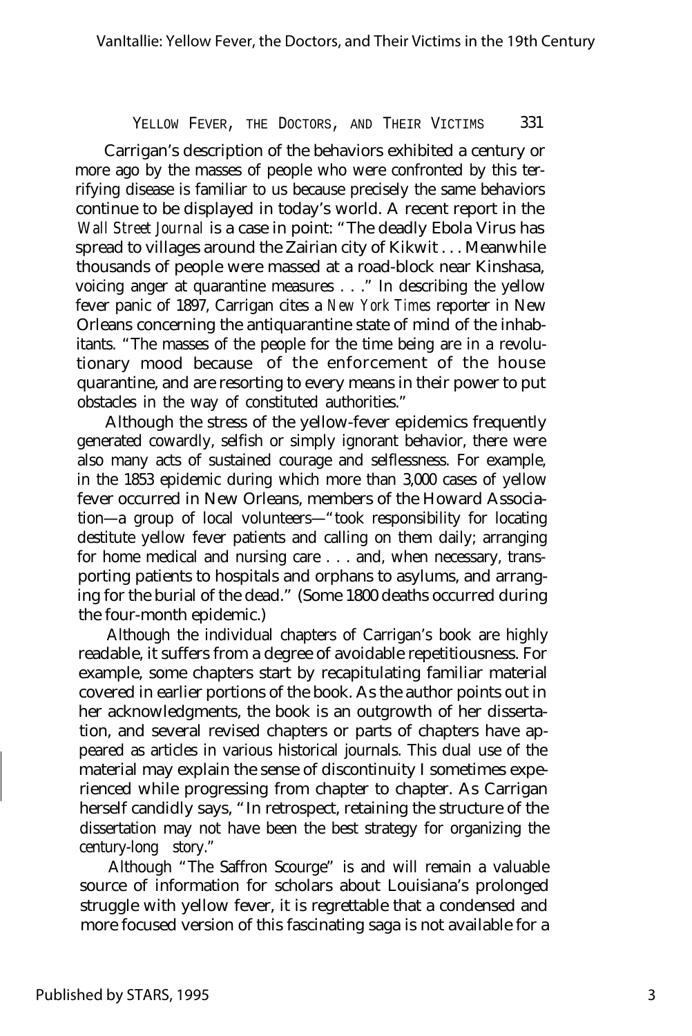Carrigan's description of the behaviors exhibited a century or more ago by the masses of people who were confronted by this terrifying disease is familiar to us because precisely the same behaviors continue to be displayed in today's world. A recent report in the *Wall Street Journal* is a case in point: "The deadly Ebola Virus has spread to villages around the Zairian city of Kikwit . . . Meanwhile thousands of people were massed at a road-block near Kinshasa, voicing anger at quarantine measures . . ." In describing the yellow fever panic of 1897, Carrigan cites a *New York Times* reporter in New Orleans concerning the antiquarantine state of mind of the inhabitants. "The masses of the people for the time being are in a revolutionary mood because of the enforcement of the house quarantine, and are resorting to every means in their power to put obstacles in the way of constituted authorities."

Although the stress of the yellow-fever epidemics frequently generated cowardly, selfish or simply ignorant behavior, there were also many acts of sustained courage and selflessness. For example, in the 1853 epidemic during which more than 3,000 cases of yellow fever occurred in New Orleans, members of the Howard Association—a group of local volunteers—"took responsibility for locating destitute yellow fever patients and calling on them daily; arranging for home medical and nursing care . . . and, when necessary, transporting patients to hospitals and orphans to asylums, and arranging for the burial of the dead." (Some 1800 deaths occurred during the four-month epidemic.)

Although the individual chapters of Carrigan's book are highly readable, it suffers from a degree of avoidable repetitiousness. For example, some chapters start by recapitulating familiar material covered in earlier portions of the book. As the author points out in her acknowledgments, the book is an outgrowth of her dissertation, and several revised chapters or parts of chapters have appeared as articles in various historical journals. This dual use of the material may explain the sense of discontinuity I sometimes experienced while progressing from chapter to chapter. As Carrigan herself candidly says, "In retrospect, retaining the structure of the dissertation may not have been the best strategy for organizing the century-long story."

Although "The Saffron Scourge" is and will remain a valuable source of information for scholars about Louisiana's prolonged struggle with yellow fever, it is regrettable that a condensed and more focused version of this fascinating saga is not available for a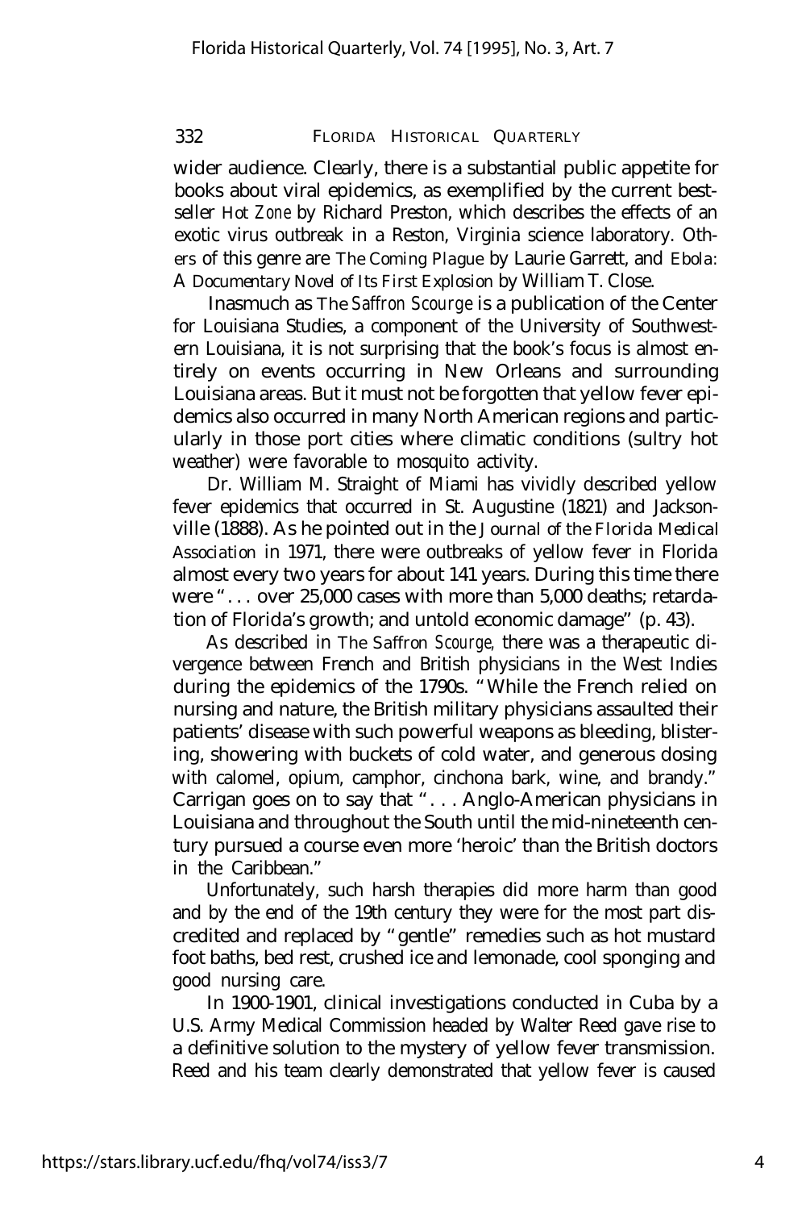wider audience. Clearly, there is a substantial public appetite for books about viral epidemics, as exemplified by the current best-seller *Hot Zone* by Richard Preston, which describes the effects of an exotic virus outbreak in a Reston, Virginia science laboratory. Others of this genre are *The Coming Plague* by Laurie Garrett, and *Ebola: A Documentary Novel of Its First Explosion* by William T. Close.

Inasmuch as *The Saffron Scourge* is a publication of the Center for Louisiana Studies, a component of the University of Southwestern Louisiana, it is not surprising that the book's focus is almost entirely on events occurring in New Orleans and surrounding Louisiana areas. But it must not be forgotten that yellow fever epidemics also occurred in many North American regions and particularly in those port cities where climatic conditions (sultry hot weather) were favorable to mosquito activity.

Dr. William M. Straight of Miami has vividly described yellow fever epidemics that occurred in St. Augustine (1821) and Jacksonville (1888). As he pointed out in the *Journal of the Florida Medical Association* in 1971, there were outbreaks of yellow fever in Florida almost every two years for about 141 years. During this time there were ". . . over 25,000 cases with more than 5,000 deaths; retardation of Florida's growth; and untold economic damage" (p. 43).

As described in *The Saffron Scourge,* there was a therapeutic divergence between French and British physicians in the West Indies during the epidemics of the 1790s. "While the French relied on nursing and nature, the British military physicians assaulted their patients' disease with such powerful weapons as bleeding, blistering, showering with buckets of cold water, and generous dosing with calomel, opium, camphor, cinchona bark, wine, and brandy." Carrigan goes on to say that ". . . Anglo-American physicians in Louisiana and throughout the South until the mid-nineteenth century pursued a course even more 'heroic' than the British doctors in the Caribbean."

Unfortunately, such harsh therapies did more harm than good and by the end of the 19th century they were for the most part discredited and replaced by "gentle" remedies such as hot mustard foot baths, bed rest, crushed ice and lemonade, cool sponging and good nursing care.

In 1900-1901, clinical investigations conducted in Cuba by a U.S. Army Medical Commission headed by Walter Reed gave rise to a definitive solution to the mystery of yellow fever transmission. Reed and his team clearly demonstrated that yellow fever is caused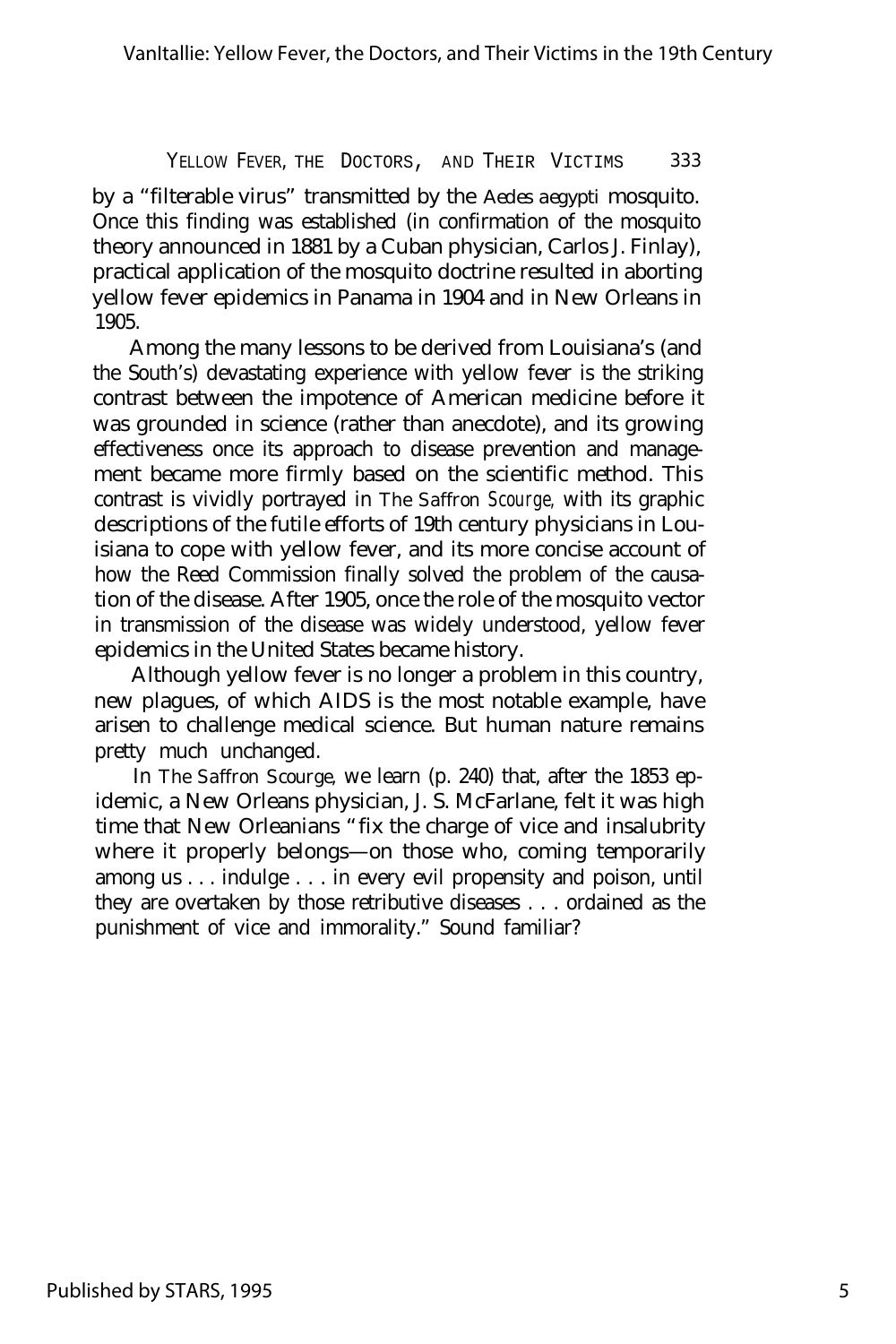by a "filterable virus" transmitted by the *Aedes aegypti* mosquito. Once this finding was established (in confirmation of the mosquito theory announced in 1881 by a Cuban physician, Carlos J. Finlay), practical application of the mosquito doctrine resulted in aborting yellow fever epidemics in Panama in 1904 and in New Orleans in 1905.

Among the many lessons to be derived from Louisiana's (and the South's) devastating experience with yellow fever is the striking contrast between the impotence of American medicine before it was grounded in science (rather than anecdote), and its growing effectiveness once its approach to disease prevention and management became more firmly based on the scientific method. This contrast is vividly portrayed in *The Saffron Scourge,* with its graphic descriptions of the futile efforts of 19th century physicians in Louisiana to cope with yellow fever, and its more concise account of how the Reed Commission finally solved the problem of the causation of the disease. After 1905, once the role of the mosquito vector in transmission of the disease was widely understood, yellow fever epidemics in the United States became history.

Although yellow fever is no longer a problem in this country, new plagues, of which AIDS is the most notable example, have arisen to challenge medical science. But human nature remains pretty much unchanged.

In *The Saffron Scourge,* we learn (p. 240) that, after the 1853 epidemic, a New Orleans physician, J. S. McFarlane, felt it was high time that New Orleanians "fix the charge of vice and insalubrity where it properly belongs—on those who, coming temporarily among us . . . indulge . . . in every evil propensity and poison, until they are overtaken by those retributive diseases . . . ordained as the punishment of vice and immorality." Sound familiar?